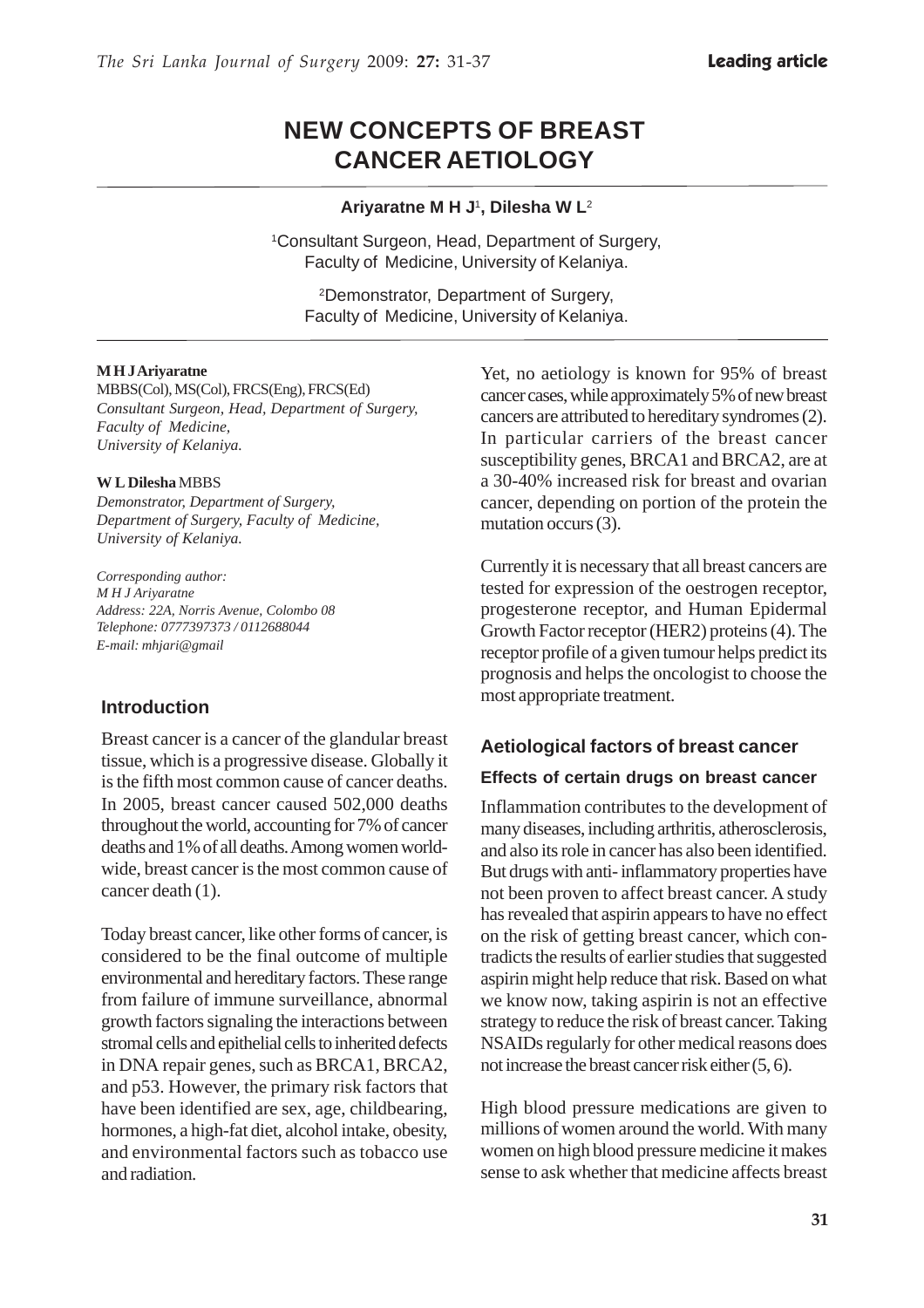# NEW CONCEPTS OF BREAST CANCER AETIOLOGY

**Ariyaratne M H J**[1], **Dilesha W L**[2]

[1]Consultant Surgeon, Head, Department of Surgery, Faculty of Medicine, University of Kelaniya.

[2]Demonstrator, Department of Surgery, Faculty of Medicine, University of Kelaniya.

**M H J Ariyaratne**
MBBS(Col), MS(Col), FRCS(Eng), FRCS(Ed)
*Consultant Surgeon, Head, Department of Surgery, Faculty of Medicine, University of Kelaniya.*

**W L Dilesha** MBBS
*Demonstrator, Department of Surgery, Department of Surgery, Faculty of Medicine, University of Kelaniya.*

*Corresponding author:*
*M H J Ariyaratne*
*Address: 22A, Norris Avenue, Colombo 08*
*Telephone: 0777397373 / 0112688044*
*E-mail: mhjari@gmail*

## Introduction

Breast cancer is a cancer of the glandular breast tissue, which is a progressive disease. Globally it is the fifth most common cause of cancer deaths. In 2005, breast cancer caused 502,000 deaths throughout the world, accounting for 7% of cancer deaths and 1% of all deaths. Among women world-wide, breast cancer is the most common cause of cancer death (1).

Today breast cancer, like other forms of cancer, is considered to be the final outcome of multiple environmental and hereditary factors. These range from failure of immune surveillance, abnormal growth factors signaling the interactions between stromal cells and epithelial cells to inherited defects in DNA repair genes, such as BRCA1, BRCA2, and p53. However, the primary risk factors that have been identified are sex, age, childbearing, hormones, a high-fat diet, alcohol intake, obesity, and environmental factors such as tobacco use and radiation.

Yet, no aetiology is known for 95% of breast cancer cases, while approximately 5% of new breast cancers are attributed to hereditary syndromes (2). In particular carriers of the breast cancer susceptibility genes, BRCA1 and BRCA2, are at a 30-40% increased risk for breast and ovarian cancer, depending on portion of the protein the mutation occurs (3).

Currently it is necessary that all breast cancers are tested for expression of the oestrogen receptor, progesterone receptor, and Human Epidermal Growth Factor receptor (HER2) proteins (4). The receptor profile of a given tumour helps predict its prognosis and helps the oncologist to choose the most appropriate treatment.

## Aetiological factors of breast cancer

### Effects of certain drugs on breast cancer

Inflammation contributes to the development of many diseases, including arthritis, atherosclerosis, and also its role in cancer has also been identified. But drugs with anti- inflammatory properties have not been proven to affect breast cancer. A study has revealed that aspirin appears to have no effect on the risk of getting breast cancer, which contradicts the results of earlier studies that suggested aspirin might help reduce that risk. Based on what we know now, taking aspirin is not an effective strategy to reduce the risk of breast cancer. Taking NSAIDs regularly for other medical reasons does not increase the breast cancer risk either (5, 6).

High blood pressure medications are given to millions of women around the world. With many women on high blood pressure medicine it makes sense to ask whether that medicine affects breast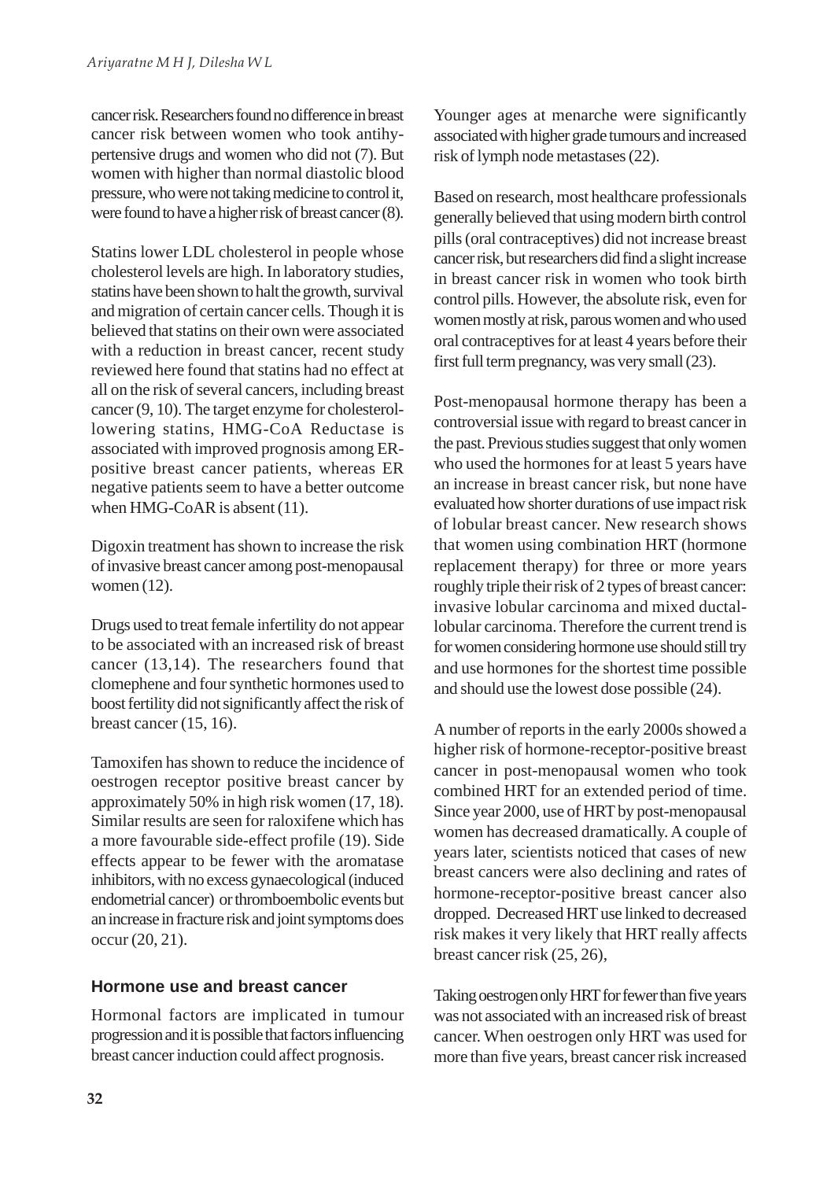cancer risk. Researchers found no difference in breast cancer risk between women who took antihypertensive drugs and women who did not (7). But women with higher than normal diastolic blood pressure, who were not taking medicine to control it, were found to have a higher risk of breast cancer (8).

Statins lower LDL cholesterol in people whose cholesterol levels are high. In laboratory studies, statins have been shown to halt the growth, survival and migration of certain cancer cells. Though it is believed that statins on their own were associated with a reduction in breast cancer, recent study reviewed here found that statins had no effect at all on the risk of several cancers, including breast cancer (9, 10). The target enzyme for cholesterol-lowering statins, HMG-CoA Reductase is associated with improved prognosis among ER-positive breast cancer patients, whereas ER negative patients seem to have a better outcome when HMG-CoAR is absent (11).

Digoxin treatment has shown to increase the risk of invasive breast cancer among post-menopausal women (12).

Drugs used to treat female infertility do not appear to be associated with an increased risk of breast cancer (13,14). The researchers found that clomephene and four synthetic hormones used to boost fertility did not significantly affect the risk of breast cancer (15, 16).

Tamoxifen has shown to reduce the incidence of oestrogen receptor positive breast cancer by approximately 50% in high risk women (17, 18). Similar results are seen for raloxifene which has a more favourable side-effect profile (19). Side effects appear to be fewer with the aromatase inhibitors, with no excess gynaecological (induced endometrial cancer) or thromboembolic events but an increase in fracture risk and joint symptoms does occur (20, 21).

## Hormone use and breast cancer

Hormonal factors are implicated in tumour progression and it is possible that factors influencing breast cancer induction could affect prognosis.

Younger ages at menarche were significantly associated with higher grade tumours and increased risk of lymph node metastases (22).

Based on research, most healthcare professionals generally believed that using modern birth control pills (oral contraceptives) did not increase breast cancer risk, but researchers did find a slight increase in breast cancer risk in women who took birth control pills. However, the absolute risk, even for women mostly at risk, parous women and who used oral contraceptives for at least 4 years before their first full term pregnancy, was very small (23).

Post-menopausal hormone therapy has been a controversial issue with regard to breast cancer in the past. Previous studies suggest that only women who used the hormones for at least 5 years have an increase in breast cancer risk, but none have evaluated how shorter durations of use impact risk of lobular breast cancer. New research shows that women using combination HRT (hormone replacement therapy) for three or more years roughly triple their risk of 2 types of breast cancer: invasive lobular carcinoma and mixed ductal-lobular carcinoma. Therefore the current trend is for women considering hormone use should still try and use hormones for the shortest time possible and should use the lowest dose possible (24).

A number of reports in the early 2000s showed a higher risk of hormone-receptor-positive breast cancer in post-menopausal women who took combined HRT for an extended period of time. Since year 2000, use of HRT by post-menopausal women has decreased dramatically. A couple of years later, scientists noticed that cases of new breast cancers were also declining and rates of hormone-receptor-positive breast cancer also dropped. Decreased HRT use linked to decreased risk makes it very likely that HRT really affects breast cancer risk (25, 26),

Taking oestrogen only HRT for fewer than five years was not associated with an increased risk of breast cancer. When oestrogen only HRT was used for more than five years, breast cancer risk increased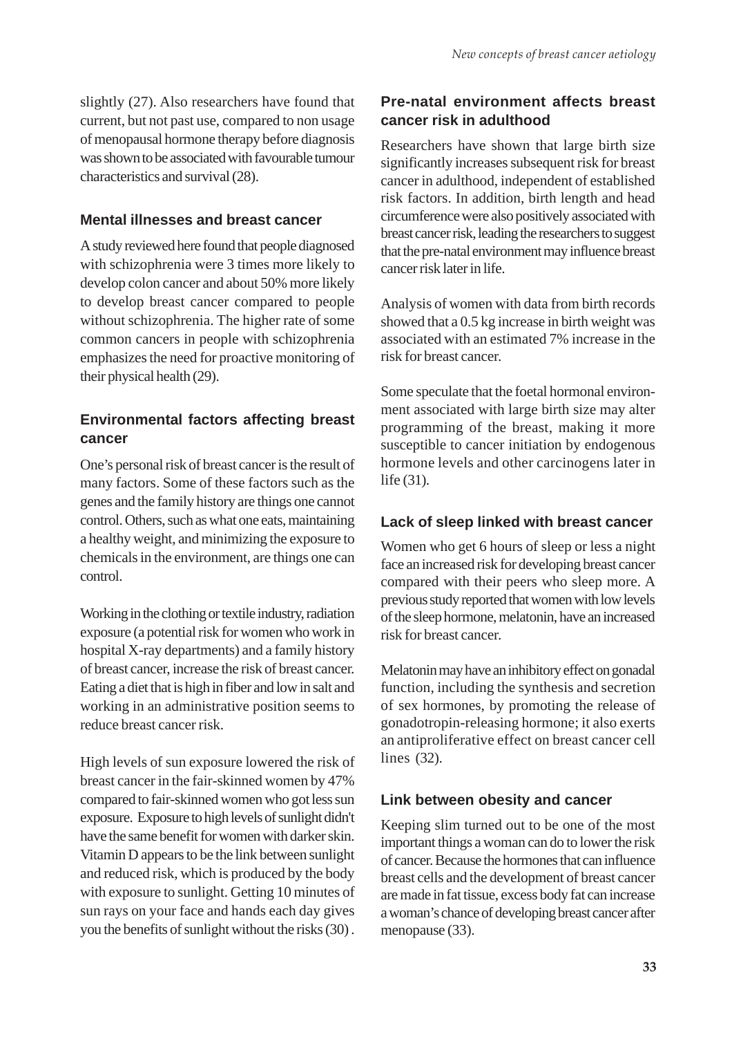slightly (27). Also researchers have found that current, but not past use, compared to non usage of menopausal hormone therapy before diagnosis was shown to be associated with favourable tumour characteristics and survival (28).

### Mental illnesses and breast cancer

A study reviewed here found that people diagnosed with schizophrenia were 3 times more likely to develop colon cancer and about 50% more likely to develop breast cancer compared to people without schizophrenia. The higher rate of some common cancers in people with schizophrenia emphasizes the need for proactive monitoring of their physical health (29).

### Environmental factors affecting breast cancer

One's personal risk of breast cancer is the result of many factors. Some of these factors such as the genes and the family history are things one cannot control. Others, such as what one eats, maintaining a healthy weight, and minimizing the exposure to chemicals in the environment, are things one can control.

Working in the clothing or textile industry, radiation exposure (a potential risk for women who work in hospital X-ray departments) and a family history of breast cancer, increase the risk of breast cancer. Eating a diet that is high in fiber and low in salt and working in an administrative position seems to reduce breast cancer risk.

High levels of sun exposure lowered the risk of breast cancer in the fair-skinned women by 47% compared to fair-skinned women who got less sun exposure. Exposure to high levels of sunlight didn't have the same benefit for women with darker skin. Vitamin D appears to be the link between sunlight and reduced risk, which is produced by the body with exposure to sunlight. Getting 10 minutes of sun rays on your face and hands each day gives you the benefits of sunlight without the risks (30) .

### Pre-natal environment affects breast cancer risk in adulthood

Researchers have shown that large birth size significantly increases subsequent risk for breast cancer in adulthood, independent of established risk factors. In addition, birth length and head circumference were also positively associated with breast cancer risk, leading the researchers to suggest that the pre-natal environment may influence breast cancer risk later in life.

Analysis of women with data from birth records showed that a 0.5 kg increase in birth weight was associated with an estimated 7% increase in the risk for breast cancer.

Some speculate that the foetal hormonal environment associated with large birth size may alter programming of the breast, making it more susceptible to cancer initiation by endogenous hormone levels and other carcinogens later in life (31).

### Lack of sleep linked with breast cancer

Women who get 6 hours of sleep or less a night face an increased risk for developing breast cancer compared with their peers who sleep more. A previous study reported that women with low levels of the sleep hormone, melatonin, have an increased risk for breast cancer.

Melatonin may have an inhibitory effect on gonadal function, including the synthesis and secretion of sex hormones, by promoting the release of gonadotropin-releasing hormone; it also exerts an antiproliferative effect on breast cancer cell lines (32).

### Link between obesity and cancer

Keeping slim turned out to be one of the most important things a woman can do to lower the risk of cancer. Because the hormones that can influence breast cells and the development of breast cancer are made in fat tissue, excess body fat can increase a woman's chance of developing breast cancer after menopause (33).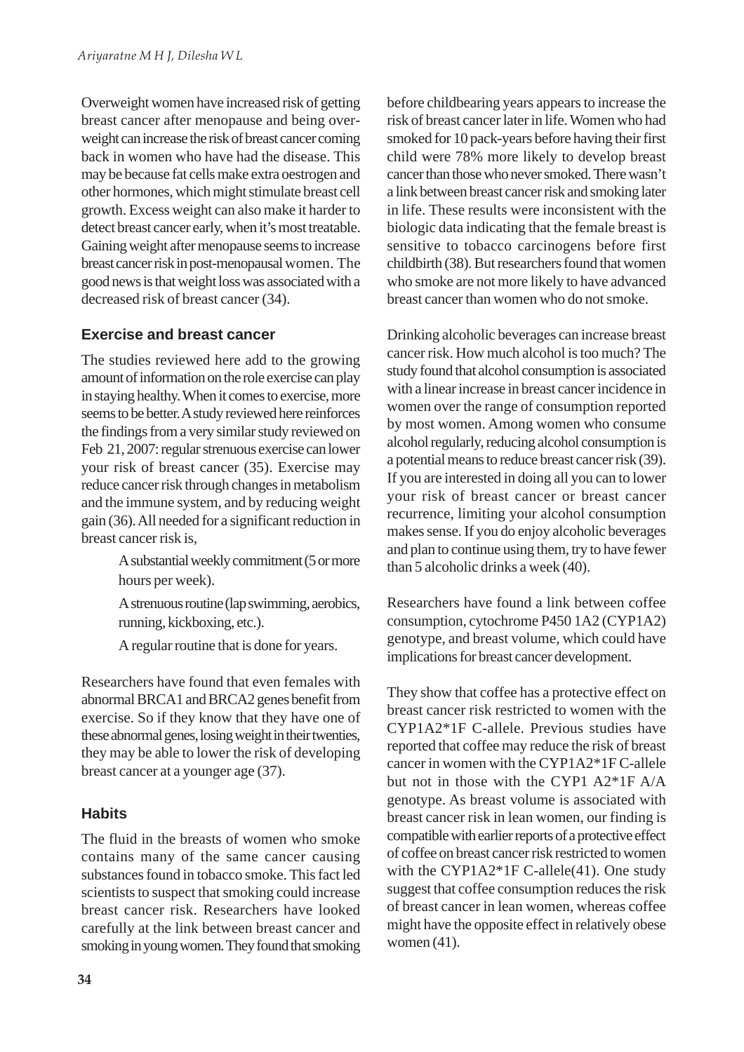Overweight women have increased risk of getting breast cancer after menopause and being overweight can increase the risk of breast cancer coming back in women who have had the disease. This may be because fat cells make extra oestrogen and other hormones, which might stimulate breast cell growth. Excess weight can also make it harder to detect breast cancer early, when it's most treatable. Gaining weight after menopause seems to increase breast cancer risk in post-menopausal women. The good news is that weight loss was associated with a decreased risk of breast cancer (34).

## Exercise and breast cancer

The studies reviewed here add to the growing amount of information on the role exercise can play in staying healthy. When it comes to exercise, more seems to be better. A study reviewed here reinforces the findings from a very similar study reviewed on Feb 21, 2007: regular strenuous exercise can lower your risk of breast cancer (35). Exercise may reduce cancer risk through changes in metabolism and the immune system, and by reducing weight gain (36). All needed for a significant reduction in breast cancer risk is,

- A substantial weekly commitment (5 or more hours per week).
- A strenuous routine (lap swimming, aerobics, running, kickboxing, etc.).
- A regular routine that is done for years.

Researchers have found that even females with abnormal BRCA1 and BRCA2 genes benefit from exercise. So if they know that they have one of these abnormal genes, losing weight in their twenties, they may be able to lower the risk of developing breast cancer at a younger age (37).

## Habits

The fluid in the breasts of women who smoke contains many of the same cancer causing substances found in tobacco smoke. This fact led scientists to suspect that smoking could increase breast cancer risk. Researchers have looked carefully at the link between breast cancer and smoking in young women. They found that smoking before childbearing years appears to increase the risk of breast cancer later in life. Women who had smoked for 10 pack-years before having their first child were 78% more likely to develop breast cancer than those who never smoked. There wasn't a link between breast cancer risk and smoking later in life. These results were inconsistent with the biologic data indicating that the female breast is sensitive to tobacco carcinogens before first childbirth (38). But researchers found that women who smoke are not more likely to have advanced breast cancer than women who do not smoke.

Drinking alcoholic beverages can increase breast cancer risk. How much alcohol is too much? The study found that alcohol consumption is associated with a linear increase in breast cancer incidence in women over the range of consumption reported by most women. Among women who consume alcohol regularly, reducing alcohol consumption is a potential means to reduce breast cancer risk (39). If you are interested in doing all you can to lower your risk of breast cancer or breast cancer recurrence, limiting your alcohol consumption makes sense. If you do enjoy alcoholic beverages and plan to continue using them, try to have fewer than 5 alcoholic drinks a week (40).

Researchers have found a link between coffee consumption, cytochrome P450 1A2 (CYP1A2) genotype, and breast volume, which could have implications for breast cancer development.

They show that coffee has a protective effect on breast cancer risk restricted to women with the CYP1A2*1F C-allele. Previous studies have reported that coffee may reduce the risk of breast cancer in women with the CYP1A2*1F C-allele but not in those with the CYP1 A2*1F A/A genotype. As breast volume is associated with breast cancer risk in lean women, our finding is compatible with earlier reports of a protective effect of coffee on breast cancer risk restricted to women with the CYP1A2*1F C-allele(41). One study suggest that coffee consumption reduces the risk of breast cancer in lean women, whereas coffee might have the opposite effect in relatively obese women (41).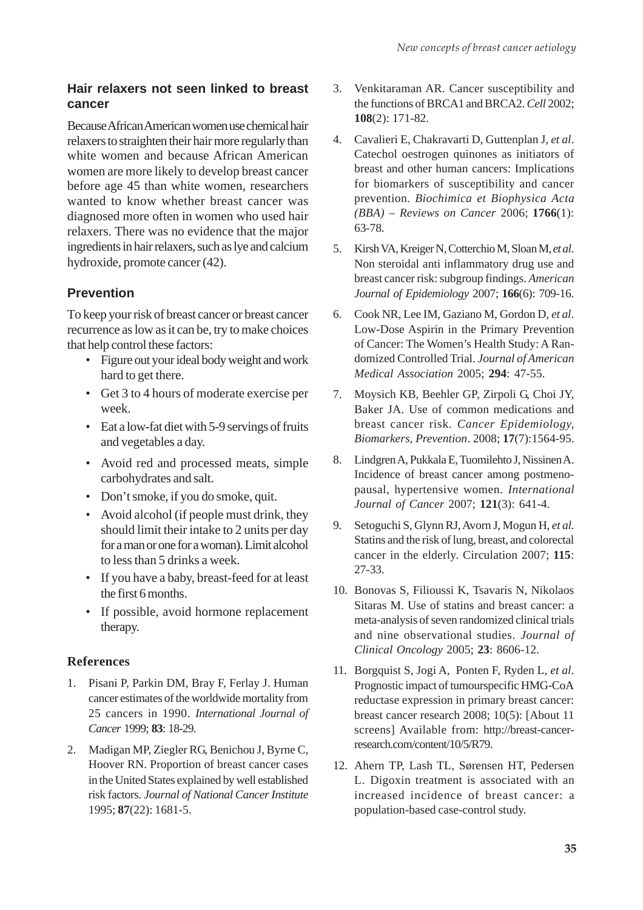### Hair relaxers not seen linked to breast cancer

Because African American women use chemical hair relaxers to straighten their hair more regularly than white women and because African American women are more likely to develop breast cancer before age 45 than white women, researchers wanted to know whether breast cancer was diagnosed more often in women who used hair relaxers. There was no evidence that the major ingredients in hair relaxers, such as lye and calcium hydroxide, promote cancer (42).

### Prevention

To keep your risk of breast cancer or breast cancer recurrence as low as it can be, try to make choices that help control these factors:

- Figure out your ideal body weight and work hard to get there.
- Get 3 to 4 hours of moderate exercise per week.
- Eat a low-fat diet with 5-9 servings of fruits and vegetables a day.
- Avoid red and processed meats, simple carbohydrates and salt.
- Don't smoke, if you do smoke, quit.
- Avoid alcohol (if people must drink, they should limit their intake to 2 units per day for a man or one for a woman). Limit alcohol to less than 5 drinks a week.
- If you have a baby, breast-feed for at least the first 6 months.
- If possible, avoid hormone replacement therapy.

### References

1. Pisani P, Parkin DM, Bray F, Ferlay J. Human cancer estimates of the worldwide mortality from 25 cancers in 1990. *International Journal of Cancer* 1999; **83**: 18-29.
2. Madigan MP, Ziegler RG, Benichou J, Byrne C, Hoover RN. Proportion of breast cancer cases in the United States explained by well established risk factors. *Journal of National Cancer Institute* 1995; **87**(22): 1681-5.
3. Venkitaraman AR. Cancer susceptibility and the functions of BRCA1 and BRCA2. *Cell* 2002; **108**(2): 171-82.
4. Cavalieri E, Chakravarti D, Guttenplan J, *et al*. Catechol oestrogen quinones as initiators of breast and other human cancers: Implications for biomarkers of susceptibility and cancer prevention. *Biochimica et Biophysica Acta (BBA) – Reviews on Cancer* 2006; **1766**(1): 63-78.
5. Kirsh VA, Kreiger N, Cotterchio M, Sloan M, *et al*. Non steroidal anti inflammatory drug use and breast cancer risk: subgroup findings. *American Journal of Epidemiology* 2007; **166**(6): 709-16.
6. Cook NR, Lee IM, Gaziano M, Gordon D, *et al*. Low-Dose Aspirin in the Primary Prevention of Cancer: The Women's Health Study: A Randomized Controlled Trial. *Journal of American Medical Association* 2005; **294**: 47-55.
7. Moysich KB, Beehler GP, Zirpoli G, Choi JY, Baker JA. Use of common medications and breast cancer risk. *Cancer Epidemiology, Biomarkers, Prevention*. 2008; **17**(7):1564-95.
8. Lindgren A, Pukkala E, Tuomilehto J, Nissinen A. Incidence of breast cancer among postmenopausal, hypertensive women. *International Journal of Cancer* 2007; **121**(3): 641-4.
9. Setoguchi S, Glynn RJ, Avorn J, Mogun H, *et al*. Statins and the risk of lung, breast, and colorectal cancer in the elderly. Circulation 2007; **115**: 27-33.
10. Bonovas S, Filioussi K, Tsavaris N, Nikolaos Sitaras M. Use of statins and breast cancer: a meta-analysis of seven randomized clinical trials and nine observational studies. *Journal of Clinical Oncology* 2005; **23**: 8606-12.
11. Borgquist S, Jogi A, Ponten F, Ryden L, *et al*. Prognostic impact of tumourspecific HMG-CoA reductase expression in primary breast cancer: breast cancer research 2008; 10(5): [About 11 screens] Available from: http://breast-cancer-research.com/content/10/5/R79.
12. Ahern TP, Lash TL, Sørensen HT, Pedersen L. Digoxin treatment is associated with an increased incidence of breast cancer: a population-based case-control study.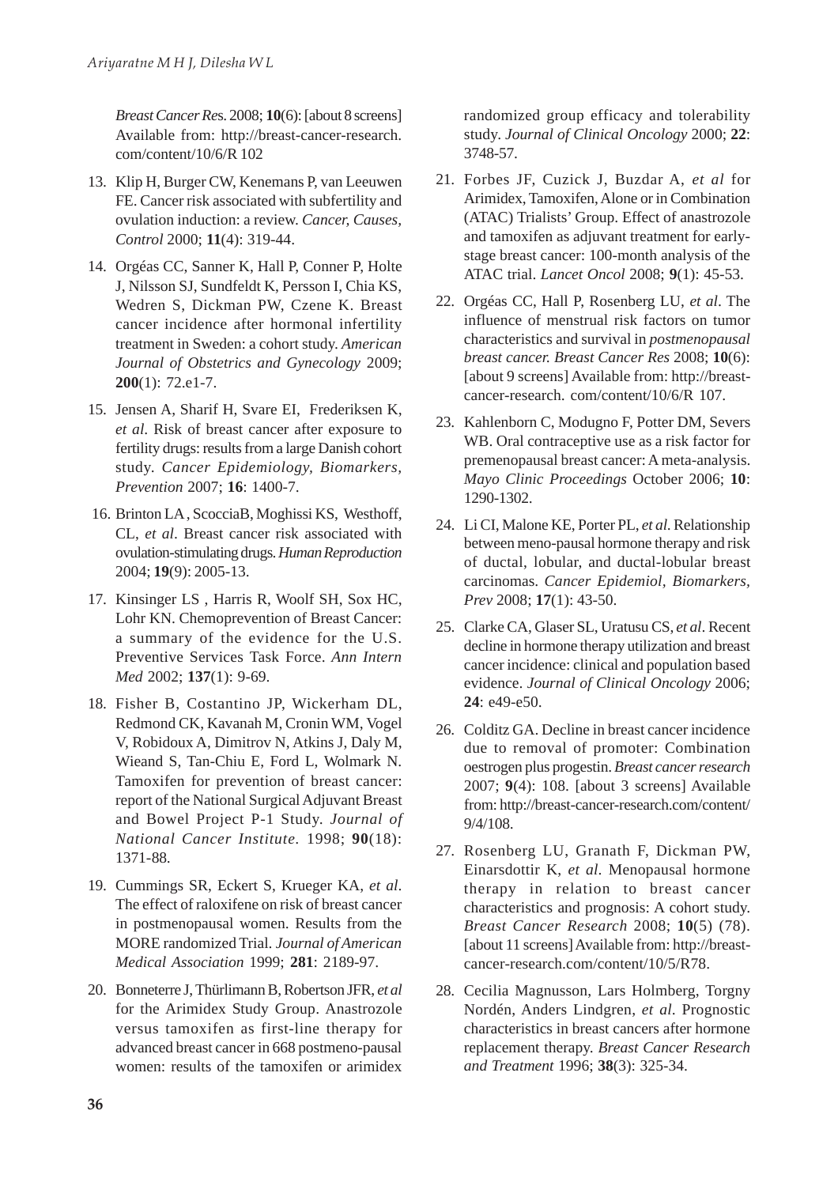*Breast Cancer Res*. 2008; **10**(6): [about 8 screens] Available from: http://breast-cancer-research.com/content/10/6/R 102

13. Klip H, Burger CW, Kenemans P, van Leeuwen FE. Cancer risk associated with subfertility and ovulation induction: a review. *Cancer, Causes, Control* 2000; **11**(4): 319-44.

14. Orgéas CC, Sanner K, Hall P, Conner P, Holte J, Nilsson SJ, Sundfeldt K, Persson I, Chia KS, Wedren S, Dickman PW, Czene K. Breast cancer incidence after hormonal infertility treatment in Sweden: a cohort study. *American Journal of Obstetrics and Gynecology* 2009; **200**(1): 72.e1-7.

15. Jensen A, Sharif H, Svare EI, Frederiksen K, *et al*. Risk of breast cancer after exposure to fertility drugs: results from a large Danish cohort study. *Cancer Epidemiology, Biomarkers, Prevention* 2007; **16**: 1400-7.

16. Brinton LA , ScocciaB, Moghissi KS, Westhoff, CL, *et al*. Breast cancer risk associated with ovulation-stimulating drugs. *Human Reproduction* 2004; **19**(9): 2005-13.

17. Kinsinger LS , Harris R, Woolf SH, Sox HC, Lohr KN. Chemoprevention of Breast Cancer: a summary of the evidence for the U.S. Preventive Services Task Force. *Ann Intern Med* 2002; **137**(1): 9-69.

18. Fisher B, Costantino JP, Wickerham DL, Redmond CK, Kavanah M, Cronin WM, Vogel V, Robidoux A, Dimitrov N, Atkins J, Daly M, Wieand S, Tan-Chiu E, Ford L, Wolmark N. Tamoxifen for prevention of breast cancer: report of the National Surgical Adjuvant Breast and Bowel Project P-1 Study. *Journal of National Cancer Institute*. 1998; **90**(18): 1371-88.

19. Cummings SR, Eckert S, Krueger KA, *et al*. The effect of raloxifene on risk of breast cancer in postmenopausal women. Results from the MORE randomized Trial. *Journal of American Medical Association* 1999; **281**: 2189-97.

20. Bonneterre J, Thürlimann B, Robertson JFR, *et al* for the Arimidex Study Group. Anastrozole versus tamoxifen as first-line therapy for advanced breast cancer in 668 postmeno-pausal women: results of the tamoxifen or arimidex randomized group efficacy and tolerability study. *Journal of Clinical Oncology* 2000; **22**: 3748-57.

21. Forbes JF, Cuzick J, Buzdar A, *et al* for Arimidex, Tamoxifen, Alone or in Combination (ATAC) Trialists' Group. Effect of anastrozole and tamoxifen as adjuvant treatment for early-stage breast cancer: 100-month analysis of the ATAC trial. *Lancet Oncol* 2008; **9**(1): 45-53.

22. Orgéas CC, Hall P, Rosenberg LU, *et al*. The influence of menstrual risk factors on tumor characteristics and survival in *postmenopausal breast cancer. Breast Cancer Res* 2008; **10**(6): [about 9 screens] Available from: http://breast-cancer-research. com/content/10/6/R 107.

23. Kahlenborn C, Modugno F, Potter DM, Severs WB. Oral contraceptive use as a risk factor for premenopausal breast cancer: A meta-analysis. *Mayo Clinic Proceedings* October 2006; **10**: 1290-1302.

24. Li CI, Malone KE, Porter PL, *et al*. Relationship between meno-pausal hormone therapy and risk of ductal, lobular, and ductal-lobular breast carcinomas. *Cancer Epidemiol, Biomarkers, Prev* 2008; **17**(1): 43-50.

25. Clarke CA, Glaser SL, Uratusu CS, *et al*. Recent decline in hormone therapy utilization and breast cancer incidence: clinical and population based evidence. *Journal of Clinical Oncology* 2006; **24**: e49-e50.

26. Colditz GA. Decline in breast cancer incidence due to removal of promoter: Combination oestrogen plus progestin. *Breast cancer research* 2007; **9**(4): 108. [about 3 screens] Available from: http://breast-cancer-research.com/content/9/4/108.

27. Rosenberg LU, Granath F, Dickman PW, Einarsdottir K, *et al*. Menopausal hormone therapy in relation to breast cancer characteristics and prognosis: A cohort study. *Breast Cancer Research* 2008; **10**(5) (78). [about 11 screens] Available from: http://breast-cancer-research.com/content/10/5/R78.

28. Cecilia Magnusson, Lars Holmberg, Torgny Nordén, Anders Lindgren, *et al*. Prognostic characteristics in breast cancers after hormone replacement therapy. *Breast Cancer Research and Treatment* 1996; **38**(3): 325-34.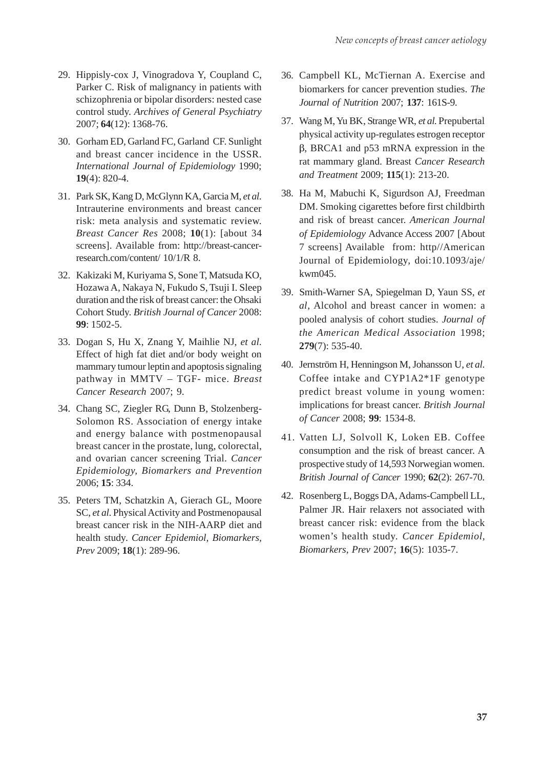29. Hippisly-cox J, Vinogradova Y, Coupland C, Parker C. Risk of malignancy in patients with schizophrenia or bipolar disorders: nested case control study. *Archives of General Psychiatry* 2007; **64**(12): 1368-76.
30. Gorham ED, Garland FC, Garland CF. Sunlight and breast cancer incidence in the USSR. *International Journal of Epidemiology* 1990; **19**(4): 820-4.
31. Park SK, Kang D, McGlynn KA, Garcia M, *et al.* Intrauterine environments and breast cancer risk: meta analysis and systematic review. *Breast Cancer Res* 2008; **10**(1): [about 34 screens]. Available from: http://breast-cancer-research.com/content/ 10/1/R 8.
32. Kakizaki M, Kuriyama S, Sone T, Matsuda KO, Hozawa A, Nakaya N, Fukudo S, Tsuji I. Sleep duration and the risk of breast cancer: the Ohsaki Cohort Study. *British Journal of Cancer* 2008: **99**: 1502-5.
33. Dogan S, Hu X, Znang Y, Maihlie NJ, *et al.* Effect of high fat diet and/or body weight on mammary tumour leptin and apoptosis signaling pathway in MMTV – TGF- mice. *Breast Cancer Research* 2007; 9.
34. Chang SC, Ziegler RG, Dunn B, Stolzenberg-Solomon RS. Association of energy intake and energy balance with postmenopausal breast cancer in the prostate, lung, colorectal, and ovarian cancer screening Trial. *Cancer Epidemiology, Biomarkers and Prevention* 2006; **15**: 334.
35. Peters TM, Schatzkin A, Gierach GL, Moore SC, *et al.* Physical Activity and Postmenopausal breast cancer risk in the NIH-AARP diet and health study. *Cancer Epidemiol, Biomarkers, Prev* 2009; **18**(1): 289-96.
36. Campbell KL, McTiernan A. Exercise and biomarkers for cancer prevention studies. *The Journal of Nutrition* 2007; **137**: 161S-9.
37. Wang M, Yu BK, Strange WR, *et al.* Prepubertal physical activity up-regulates estrogen receptor β, BRCA1 and p53 mRNA expression in the rat mammary gland. Breast *Cancer Research and Treatment* 2009; **115**(1): 213-20.
38. Ha M, Mabuchi K, Sigurdson AJ, Freedman DM. Smoking cigarettes before first childbirth and risk of breast cancer. *American Journal of Epidemiology* Advance Access 2007 [About 7 screens] Available from: http//American Journal of Epidemiology, doi:10.1093/aje/kwm045.
39. Smith-Warner SA, Spiegelman D, Yaun SS, *et al*, Alcohol and breast cancer in women: a pooled analysis of cohort studies. *Journal of the American Medical Association* 1998; **279**(7): 535-40.
40. Jernström H, Henningson M, Johansson U, *et al.* Coffee intake and CYP1A2*1F genotype predict breast volume in young women: implications for breast cancer. *British Journal of Cancer* 2008; **99**: 1534-8.
41. Vatten LJ, Solvoll K, Loken EB. Coffee consumption and the risk of breast cancer. A prospective study of 14,593 Norwegian women. *British Journal of Cancer* 1990; **62**(2): 267-70.
42. Rosenberg L, Boggs DA, Adams-Campbell LL, Palmer JR. Hair relaxers not associated with breast cancer risk: evidence from the black women's health study. *Cancer Epidemiol, Biomarkers, Prev* 2007; **16**(5): 1035-7.